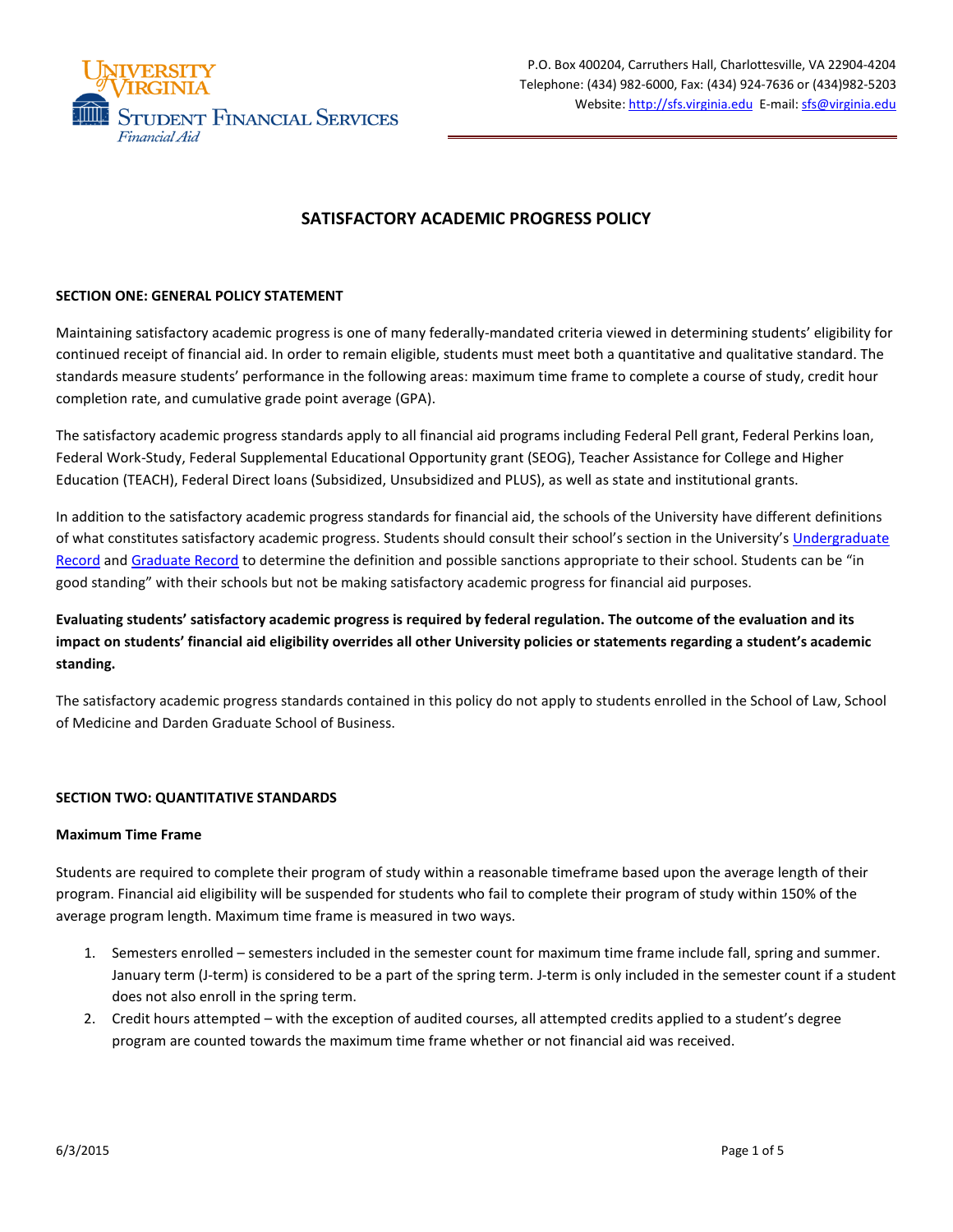P.O. Box 400204, Carruthers Hall, Charlottesville, VA 22904-4204
Telephone: (434) 982-6000, Fax: (434) 924-7636 or (434)982-5203
Website: http://sfs.virginia.edu E-mail: sfs@virginia.edu

# SATISFACTORY ACADEMIC PROGRESS POLICY

## SECTION ONE: GENERAL POLICY STATEMENT

Maintaining satisfactory academic progress is one of many federally-mandated criteria viewed in determining students' eligibility for continued receipt of financial aid. In order to remain eligible, students must meet both a quantitative and qualitative standard. The standards measure students' performance in the following areas: maximum time frame to complete a course of study, credit hour completion rate, and cumulative grade point average (GPA).

The satisfactory academic progress standards apply to all financial aid programs including Federal Pell grant, Federal Perkins loan, Federal Work-Study, Federal Supplemental Educational Opportunity grant (SEOG), Teacher Assistance for College and Higher Education (TEACH), Federal Direct loans (Subsidized, Unsubsidized and PLUS), as well as state and institutional grants.

In addition to the satisfactory academic progress standards for financial aid, the schools of the University have different definitions of what constitutes satisfactory academic progress. Students should consult their school's section in the University's Undergraduate Record and Graduate Record to determine the definition and possible sanctions appropriate to their school. Students can be "in good standing" with their schools but not be making satisfactory academic progress for financial aid purposes.

**Evaluating students' satisfactory academic progress is required by federal regulation. The outcome of the evaluation and its impact on students' financial aid eligibility overrides all other University policies or statements regarding a student's academic standing.**

The satisfactory academic progress standards contained in this policy do not apply to students enrolled in the School of Law, School of Medicine and Darden Graduate School of Business.

## SECTION TWO: QUANTITATIVE STANDARDS

### Maximum Time Frame

Students are required to complete their program of study within a reasonable timeframe based upon the average length of their program. Financial aid eligibility will be suspended for students who fail to complete their program of study within 150% of the average program length. Maximum time frame is measured in two ways.

1. Semesters enrolled – semesters included in the semester count for maximum time frame include fall, spring and summer. January term (J-term) is considered to be a part of the spring term. J-term is only included in the semester count if a student does not also enroll in the spring term.
2. Credit hours attempted – with the exception of audited courses, all attempted credits applied to a student's degree program are counted towards the maximum time frame whether or not financial aid was received.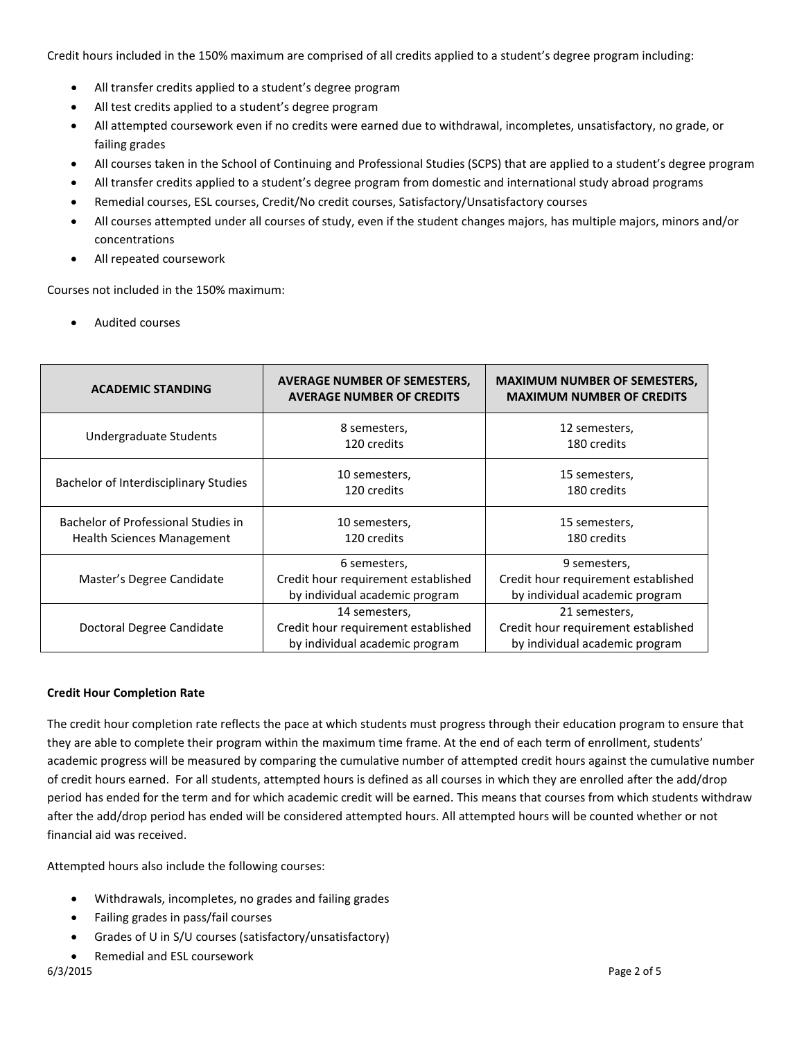Credit hours included in the 150% maximum are comprised of all credits applied to a student's degree program including:

- All transfer credits applied to a student's degree program
- All test credits applied to a student's degree program
- All attempted coursework even if no credits were earned due to withdrawal, incompletes, unsatisfactory, no grade, or failing grades
- All courses taken in the School of Continuing and Professional Studies (SCPS) that are applied to a student's degree program
- All transfer credits applied to a student's degree program from domestic and international study abroad programs
- Remedial courses, ESL courses, Credit/No credit courses, Satisfactory/Unsatisfactory courses
- All courses attempted under all courses of study, even if the student changes majors, has multiple majors, minors and/or concentrations
- All repeated coursework

Courses not included in the 150% maximum:

- Audited courses

| ACADEMIC STANDING | AVERAGE NUMBER OF SEMESTERS, AVERAGE NUMBER OF CREDITS | MAXIMUM NUMBER OF SEMESTERS, MAXIMUM NUMBER OF CREDITS |
|---|---|---|
| Undergraduate Students | 8 semesters, 120 credits | 12 semesters, 180 credits |
| Bachelor of Interdisciplinary Studies | 10 semesters, 120 credits | 15 semesters, 180 credits |
| Bachelor of Professional Studies in Health Sciences Management | 10 semesters, 120 credits | 15 semesters, 180 credits |
| Master's Degree Candidate | 6 semesters, Credit hour requirement established by individual academic program | 9 semesters, Credit hour requirement established by individual academic program |
| Doctoral Degree Candidate | 14 semesters, Credit hour requirement established by individual academic program | 21 semesters, Credit hour requirement established by individual academic program |

**Credit Hour Completion Rate**

The credit hour completion rate reflects the pace at which students must progress through their education program to ensure that they are able to complete their program within the maximum time frame. At the end of each term of enrollment, students' academic progress will be measured by comparing the cumulative number of attempted credit hours against the cumulative number of credit hours earned. For all students, attempted hours is defined as all courses in which they are enrolled after the add/drop period has ended for the term and for which academic credit will be earned. This means that courses from which students withdraw after the add/drop period has ended will be considered attempted hours. All attempted hours will be counted whether or not financial aid was received.

Attempted hours also include the following courses:

- Withdrawals, incompletes, no grades and failing grades
- Failing grades in pass/fail courses
- Grades of U in S/U courses (satisfactory/unsatisfactory)
- Remedial and ESL coursework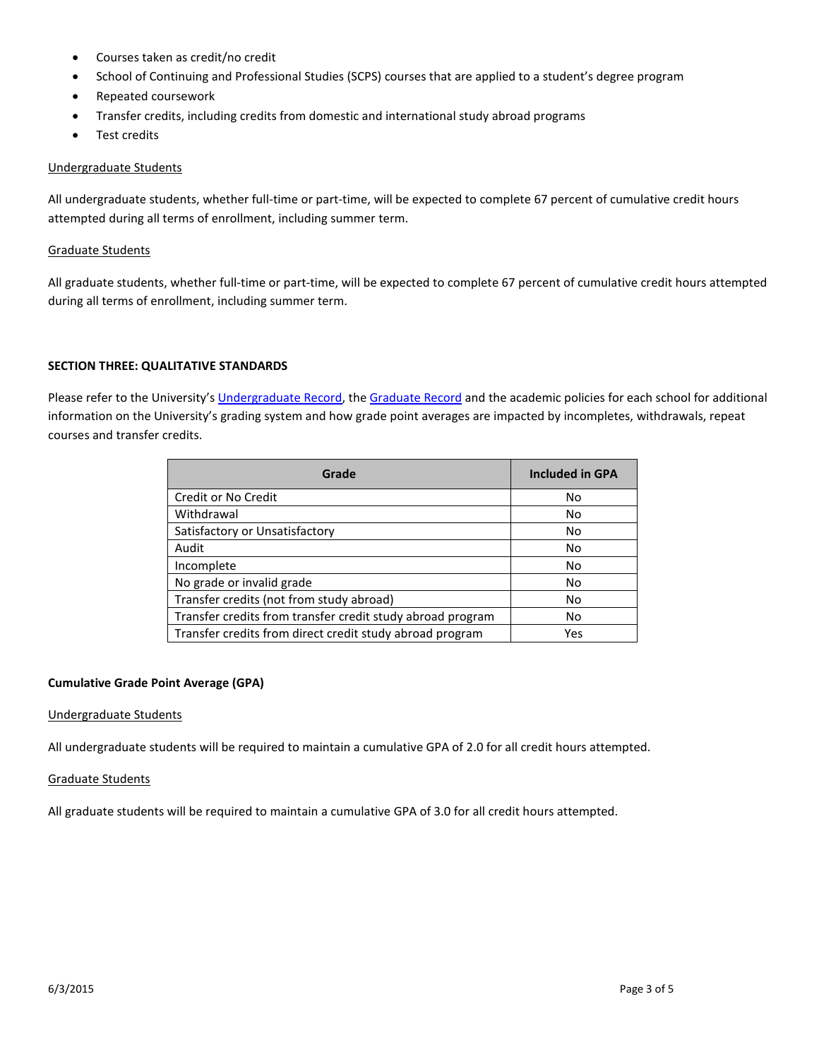- Courses taken as credit/no credit
- School of Continuing and Professional Studies (SCPS) courses that are applied to a student's degree program
- Repeated coursework
- Transfer credits, including credits from domestic and international study abroad programs
- Test credits

Undergraduate Students

All undergraduate students, whether full-time or part-time, will be expected to complete 67 percent of cumulative credit hours attempted during all terms of enrollment, including summer term.

Graduate Students

All graduate students, whether full-time or part-time, will be expected to complete 67 percent of cumulative credit hours attempted during all terms of enrollment, including summer term.

**SECTION THREE: QUALITATIVE STANDARDS**

Please refer to the University's Undergraduate Record, the Graduate Record and the academic policies for each school for additional information on the University's grading system and how grade point averages are impacted by incompletes, withdrawals, repeat courses and transfer credits.

| Grade | Included in GPA |
|---|---|
| Credit or No Credit | No |
| Withdrawal | No |
| Satisfactory or Unsatisfactory | No |
| Audit | No |
| Incomplete | No |
| No grade or invalid grade | No |
| Transfer credits (not from study abroad) | No |
| Transfer credits from transfer credit study abroad program | No |
| Transfer credits from direct credit study abroad program | Yes |

**Cumulative Grade Point Average (GPA)**

Undergraduate Students

All undergraduate students will be required to maintain a cumulative GPA of 2.0 for all credit hours attempted.

Graduate Students

All graduate students will be required to maintain a cumulative GPA of 3.0 for all credit hours attempted.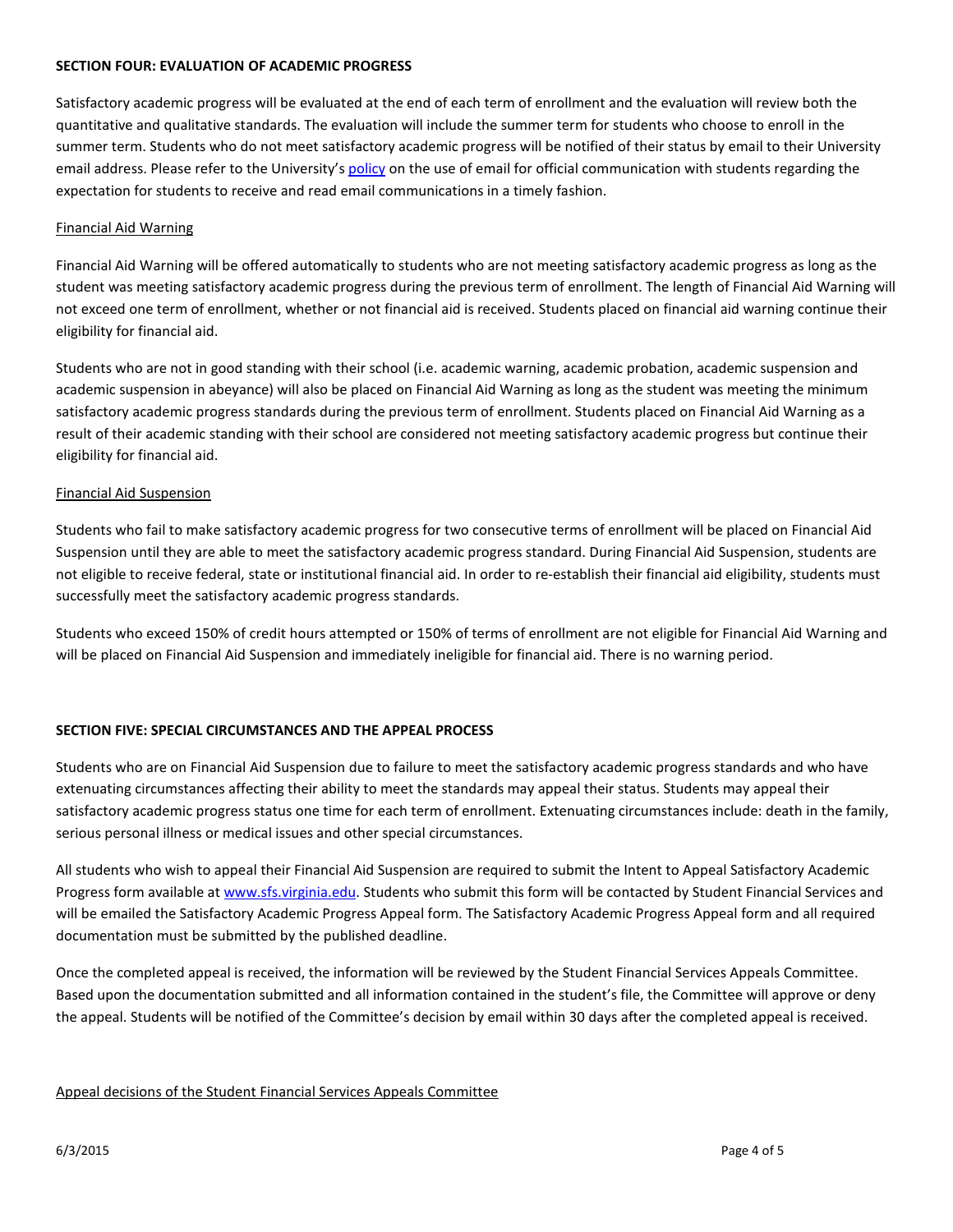## SECTION FOUR: EVALUATION OF ACADEMIC PROGRESS

Satisfactory academic progress will be evaluated at the end of each term of enrollment and the evaluation will review both the quantitative and qualitative standards. The evaluation will include the summer term for students who choose to enroll in the summer term. Students who do not meet satisfactory academic progress will be notified of their status by email to their University email address. Please refer to the University's policy on the use of email for official communication with students regarding the expectation for students to receive and read email communications in a timely fashion.

### Financial Aid Warning

Financial Aid Warning will be offered automatically to students who are not meeting satisfactory academic progress as long as the student was meeting satisfactory academic progress during the previous term of enrollment. The length of Financial Aid Warning will not exceed one term of enrollment, whether or not financial aid is received. Students placed on financial aid warning continue their eligibility for financial aid.

Students who are not in good standing with their school (i.e. academic warning, academic probation, academic suspension and academic suspension in abeyance) will also be placed on Financial Aid Warning as long as the student was meeting the minimum satisfactory academic progress standards during the previous term of enrollment. Students placed on Financial Aid Warning as a result of their academic standing with their school are considered not meeting satisfactory academic progress but continue their eligibility for financial aid.

### Financial Aid Suspension

Students who fail to make satisfactory academic progress for two consecutive terms of enrollment will be placed on Financial Aid Suspension until they are able to meet the satisfactory academic progress standard. During Financial Aid Suspension, students are not eligible to receive federal, state or institutional financial aid. In order to re-establish their financial aid eligibility, students must successfully meet the satisfactory academic progress standards.

Students who exceed 150% of credit hours attempted or 150% of terms of enrollment are not eligible for Financial Aid Warning and will be placed on Financial Aid Suspension and immediately ineligible for financial aid. There is no warning period.

## SECTION FIVE: SPECIAL CIRCUMSTANCES AND THE APPEAL PROCESS

Students who are on Financial Aid Suspension due to failure to meet the satisfactory academic progress standards and who have extenuating circumstances affecting their ability to meet the standards may appeal their status. Students may appeal their satisfactory academic progress status one time for each term of enrollment. Extenuating circumstances include: death in the family, serious personal illness or medical issues and other special circumstances.

All students who wish to appeal their Financial Aid Suspension are required to submit the Intent to Appeal Satisfactory Academic Progress form available at www.sfs.virginia.edu. Students who submit this form will be contacted by Student Financial Services and will be emailed the Satisfactory Academic Progress Appeal form. The Satisfactory Academic Progress Appeal form and all required documentation must be submitted by the published deadline.

Once the completed appeal is received, the information will be reviewed by the Student Financial Services Appeals Committee. Based upon the documentation submitted and all information contained in the student's file, the Committee will approve or deny the appeal. Students will be notified of the Committee's decision by email within 30 days after the completed appeal is received.

### Appeal decisions of the Student Financial Services Appeals Committee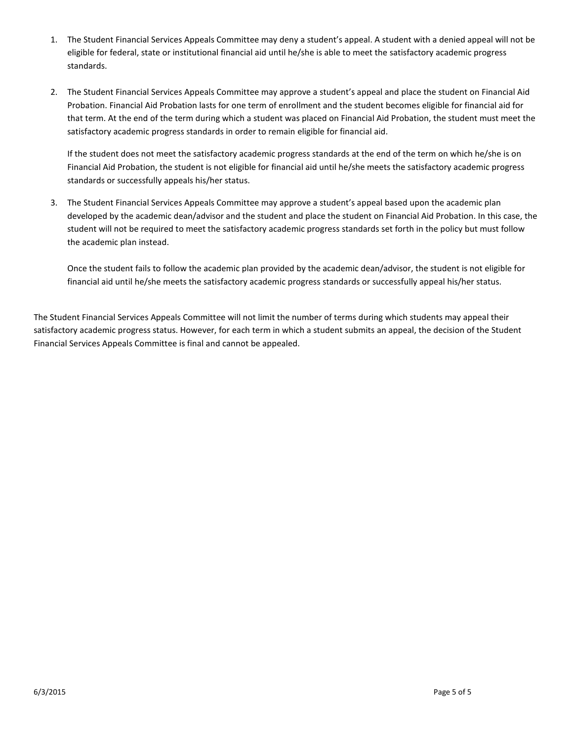1. The Student Financial Services Appeals Committee may deny a student's appeal. A student with a denied appeal will not be eligible for federal, state or institutional financial aid until he/she is able to meet the satisfactory academic progress standards.

2. The Student Financial Services Appeals Committee may approve a student's appeal and place the student on Financial Aid Probation. Financial Aid Probation lasts for one term of enrollment and the student becomes eligible for financial aid for that term. At the end of the term during which a student was placed on Financial Aid Probation, the student must meet the satisfactory academic progress standards in order to remain eligible for financial aid.

   If the student does not meet the satisfactory academic progress standards at the end of the term on which he/she is on Financial Aid Probation, the student is not eligible for financial aid until he/she meets the satisfactory academic progress standards or successfully appeals his/her status.

3. The Student Financial Services Appeals Committee may approve a student's appeal based upon the academic plan developed by the academic dean/advisor and the student and place the student on Financial Aid Probation. In this case, the student will not be required to meet the satisfactory academic progress standards set forth in the policy but must follow the academic plan instead.

   Once the student fails to follow the academic plan provided by the academic dean/advisor, the student is not eligible for financial aid until he/she meets the satisfactory academic progress standards or successfully appeal his/her status.

The Student Financial Services Appeals Committee will not limit the number of terms during which students may appeal their satisfactory academic progress status. However, for each term in which a student submits an appeal, the decision of the Student Financial Services Appeals Committee is final and cannot be appealed.